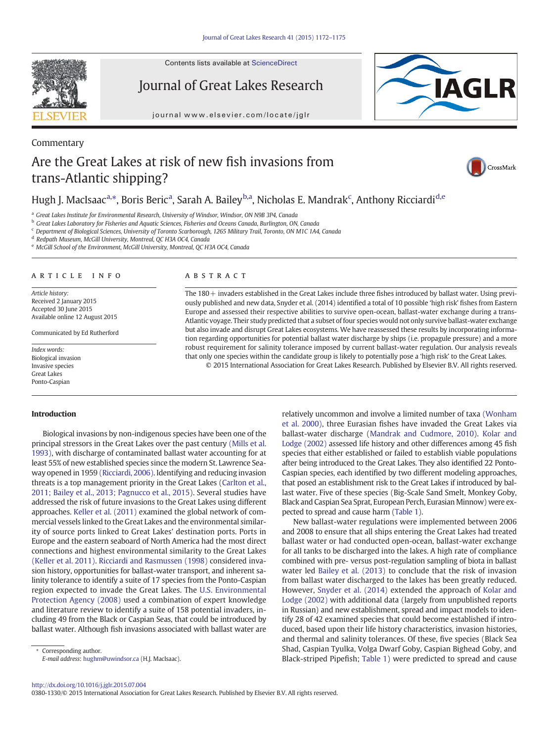Commentary

# Are the Great Lakes at risk of new fish invasions from trans-Atlantic shipping?

Hugh J. MacIsaac[a,*], Boris Beric[a], Sarah A. Bailey[b,a], Nicholas E. Mandrak[c], Anthony Ricciardi[d,e]

[a] Great Lakes Institute for Environmental Research, University of Windsor, Windsor, ON N9B 3P4, Canada
[b] Great Lakes Laboratory for Fisheries and Aquatic Sciences, Fisheries and Oceans Canada, Burlington, ON, Canada
[c] Department of Biological Sciences, University of Toronto Scarborough, 1265 Military Trail, Toronto, ON M1C 1A4, Canada
[d] Redpath Museum, McGill University, Montreal, QC H3A OC4, Canada
[e] McGill School of the Environment, McGill University, Montreal, QC H3A OC4, Canada

## ARTICLE INFO

*Article history:*
Received 2 January 2015
Accepted 30 June 2015
Available online 12 August 2015

Communicated by Ed Rutherford

*Index words:*
Biological invasion
Invasive species
Great Lakes
Ponto-Caspian

## ABSTRACT

The 180+ invaders established in the Great Lakes include three fishes introduced by ballast water. Using previously published and new data, Snyder et al. (2014) identified a total of 10 possible 'high risk' fishes from Eastern Europe and assessed their respective abilities to survive open-ocean, ballast-water exchange during a trans-Atlantic voyage. Their study predicted that a subset of four species would not only survive ballast-water exchange but also invade and disrupt Great Lakes ecosystems. We have reassessed these results by incorporating information regarding opportunities for potential ballast water discharge by ships (i.e. propagule pressure) and a more robust requirement for salinity tolerance imposed by current ballast-water regulation. Our analysis reveals that only one species within the candidate group is likely to potentially pose a 'high risk' to the Great Lakes.

© 2015 International Association for Great Lakes Research. Published by Elsevier B.V. All rights reserved.

## Introduction

Biological invasions by non-indigenous species have been one of the principal stressors in the Great Lakes over the past century (Mills et al. 1993), with discharge of contaminated ballast water accounting for at least 55% of new established species since the modern St. Lawrence Seaway opened in 1959 (Ricciardi, 2006). Identifying and reducing invasion threats is a top management priority in the Great Lakes (Carlton et al., 2011; Bailey et al., 2013; Pagnucco et al., 2015). Several studies have addressed the risk of future invasions to the Great Lakes using different approaches. Keller et al. (2011) examined the global network of commercial vessels linked to the Great Lakes and the environmental similarity of source ports linked to Great Lakes' destination ports. Ports in Europe and the eastern seaboard of North America had the most direct connections and highest environmental similarity to the Great Lakes (Keller et al. 2011). Ricciardi and Rasmussen (1998) considered invasion history, opportunities for ballast-water transport, and inherent salinity tolerance to identify a suite of 17 species from the Ponto-Caspian region expected to invade the Great Lakes. The U.S. Environmental Protection Agency (2008) used a combination of expert knowledge and literature review to identify a suite of 158 potential invaders, including 49 from the Black or Caspian Seas, that could be introduced by ballast water. Although fish invasions associated with ballast water are relatively uncommon and involve a limited number of taxa (Wonham et al. 2000), three Eurasian fishes have invaded the Great Lakes via ballast-water discharge (Mandrak and Cudmore, 2010). Kolar and Lodge (2002) assessed life history and other differences among 45 fish species that either established or failed to establish viable populations after being introduced to the Great Lakes. They also identified 22 Ponto-Caspian species, each identified by two different modeling approaches, that posed an establishment risk to the Great Lakes if introduced by ballast water. Five of these species (Big-Scale Sand Smelt, Monkey Goby, Black and Caspian Sea Sprat, European Perch, Eurasian Minnow) were expected to spread and cause harm (Table 1).

New ballast-water regulations were implemented between 2006 and 2008 to ensure that all ships entering the Great Lakes had treated ballast water or had conducted open-ocean, ballast-water exchange for all tanks to be discharged into the lakes. A high rate of compliance combined with pre- versus post-regulation sampling of biota in ballast water led Bailey et al. (2013) to conclude that the risk of invasion from ballast water discharged to the lakes has been greatly reduced. However, Snyder et al. (2014) extended the approach of Kolar and Lodge (2002) with additional data (largely from unpublished reports in Russian) and new establishment, spread and impact models to identify 28 of 42 examined species that could become established if introduced, based upon their life history characteristics, invasion histories, and thermal and salinity tolerances. Of these, five species (Black Sea Shad, Caspian Tyulka, Volga Dwarf Goby, Caspian Bighead Goby, and Black-striped Pipefish; Table 1) were predicted to spread and cause

* Corresponding author.
E-mail address: hughm@uwindsor.ca (H.J. MacIsaac).

http://dx.doi.org/10.1016/j.jglr.2015.07.004
0380-1330/© 2015 International Association for Great Lakes Research. Published by Elsevier B.V. All rights reserved.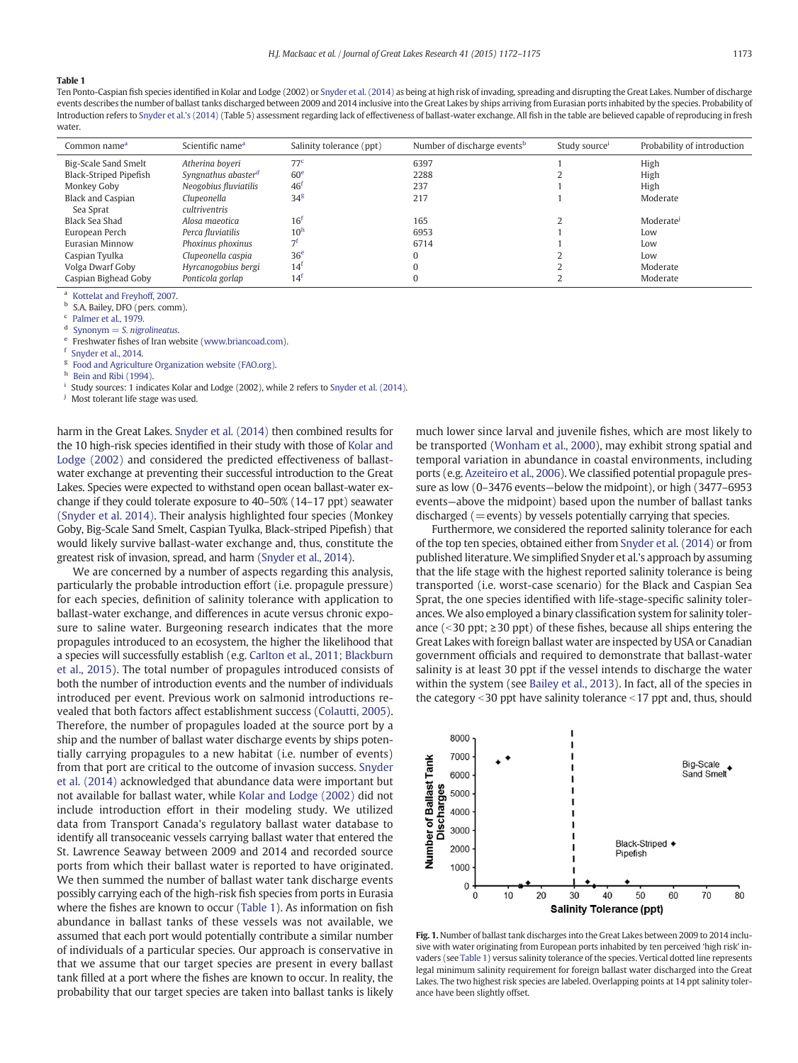**Table 1**
Ten Ponto-Caspian fish species identified in Kolar and Lodge (2002) or Snyder et al. (2014) as being at high risk of invading, spreading and disrupting the Great Lakes. Number of discharge events describes the number of ballast tanks discharged between 2009 and 2014 inclusive into the Great Lakes by ships arriving from Eurasian ports inhabited by the species. Probability of Introduction refers to Snyder et al.'s (2014) (Table 5) assessment regarding lack of effectiveness of ballast-water exchange. All fish in the table are believed capable of reproducing in fresh water.

| Common name[a] | Scientific name[a] | Salinity tolerance (ppt) | Number of discharge events[b] | Study source[i] | Probability of introduction |
|---|---|---|---|---|---|
| Big-Scale Sand Smelt | *Atherina boyeri* | 77[c] | 6397 | 1 | High |
| Black-Striped Pipefish | *Syngnathus abaster*[d] | 60[e] | 2288 | 2 | High |
| Monkey Goby | *Neogobius fluviatilis* | 46[f] | 237 | 1 | High |
| Black and Caspian Sea Sprat | *Clupeonella cultriventris* | 34[g] | 217 | 1 | Moderate |
| Black Sea Shad | *Alosa maeotica* | 16[f] | 165 | 2 | Moderate[j] |
| European Perch | *Perca fluviatilis* | 10[h] | 6953 | 1 | Low |
| Eurasian Minnow | *Phoxinus phoxinus* | 7[f] | 6714 | 1 | Low |
| Caspian Tyulka | *Clupeonella caspia* | 36[e] | 0 | 2 | Low |
| Volga Dwarf Goby | *Hyrcanogobius bergi* | 14[f] | 0 | 2 | Moderate |
| Caspian Bighead Goby | *Ponticola gorlap* | 14[f] | 0 | 2 | Moderate |

[a] Kottelat and Freyhoff, 2007.
[b] S.A. Bailey, DFO (pers. comm).
[c] Palmer et al., 1979.
[d] Synonym = *S. nigrolineatus*.
[e] Freshwater fishes of Iran website (www.briancoad.com).
[f] Snyder et al., 2014.
[g] Food and Agriculture Organization website (FAO.org).
[h] Bein and Ribi (1994).
[i] Study sources: 1 indicates Kolar and Lodge (2002), while 2 refers to Snyder et al. (2014).
[j] Most tolerant life stage was used.

harm in the Great Lakes. Snyder et al. (2014) then combined results for the 10 high-risk species identified in their study with those of Kolar and Lodge (2002) and considered the predicted effectiveness of ballast-water exchange at preventing their successful introduction to the Great Lakes. Species were expected to withstand open ocean ballast-water exchange if they could tolerate exposure to 40–50% (14–17 ppt) seawater (Snyder et al. 2014). Their analysis highlighted four species (Monkey Goby, Big-Scale Sand Smelt, Caspian Tyulka, Black-striped Pipefish) that would likely survive ballast-water exchange and, thus, constitute the greatest risk of invasion, spread, and harm (Snyder et al., 2014).

We are concerned by a number of aspects regarding this analysis, particularly the probable introduction effort (i.e. propagule pressure) for each species, definition of salinity tolerance with application to ballast-water exchange, and differences in acute versus chronic exposure to saline water. Burgeoning research indicates that the more propagules introduced to an ecosystem, the higher the likelihood that a species will successfully establish (e.g. Carlton et al., 2011; Blackburn et al., 2015). The total number of propagules introduced consists of both the number of introduction events and the number of individuals introduced per event. Previous work on salmonid introductions revealed that both factors affect establishment success (Colautti, 2005). Therefore, the number of propagules loaded at the source port by a ship and the number of ballast water discharge events by ships potentially carrying propagules to a new habitat (i.e. number of events) from that port are critical to the outcome of invasion success. Snyder et al. (2014) acknowledged that abundance data were important but not available for ballast water, while Kolar and Lodge (2002) did not include introduction effort in their modeling study. We utilized data from Transport Canada's regulatory ballast water database to identify all transoceanic vessels carrying ballast water that entered the St. Lawrence Seaway between 2009 and 2014 and recorded source ports from which their ballast water is reported to have originated. We then summed the number of ballast water tank discharge events possibly carrying each of the high-risk fish species from ports in Eurasia where the fishes are known to occur (Table 1). As information on fish abundance in ballast tanks of these vessels was not available, we assumed that each port would potentially contribute a similar number of individuals of a particular species. Our approach is conservative in that we assume that our target species are present in every ballast tank filled at a port where the fishes are known to occur. In reality, the probability that our target species are taken into ballast tanks is likely much lower since larval and juvenile fishes, which are most likely to be transported (Wonham et al., 2000), may exhibit strong spatial and temporal variation in abundance in coastal environments, including ports (e.g. Azeiteiro et al., 2006). We classified potential propagule pressure as low (0–3476 events—below the midpoint), or high (3477–6953 events—above the midpoint) based upon the number of ballast tanks discharged (=events) by vessels potentially carrying that species.

Furthermore, we considered the reported salinity tolerance for each of the top ten species, obtained either from Snyder et al. (2014) or from published literature. We simplified Snyder et al.'s approach by assuming that the life stage with the highest reported salinity tolerance is being transported (i.e. worst-case scenario) for the Black and Caspian Sea Sprat, the one species identified with life-stage-specific salinity tolerances. We also employed a binary classification system for salinity tolerance (<30 ppt; ≥30 ppt) of these fishes, because all ships entering the Great Lakes with foreign ballast water are inspected by USA or Canadian government officials and required to demonstrate that ballast-water salinity is at least 30 ppt if the vessel intends to discharge the water within the system (see Bailey et al., 2013). In fact, all of the species in the category <30 ppt have salinity tolerance <17 ppt and, thus, should

**Fig. 1.** Number of ballast tank discharges into the Great Lakes between 2009 to 2014 inclusive with water originating from European ports inhabited by ten perceived 'high risk' invaders (see Table 1) versus salinity tolerance of the species. Vertical dotted line represents legal minimum salinity requirement for foreign ballast water discharged into the Great Lakes. The two highest risk species are labeled. Overlapping points at 14 ppt salinity tolerance have been slightly offset.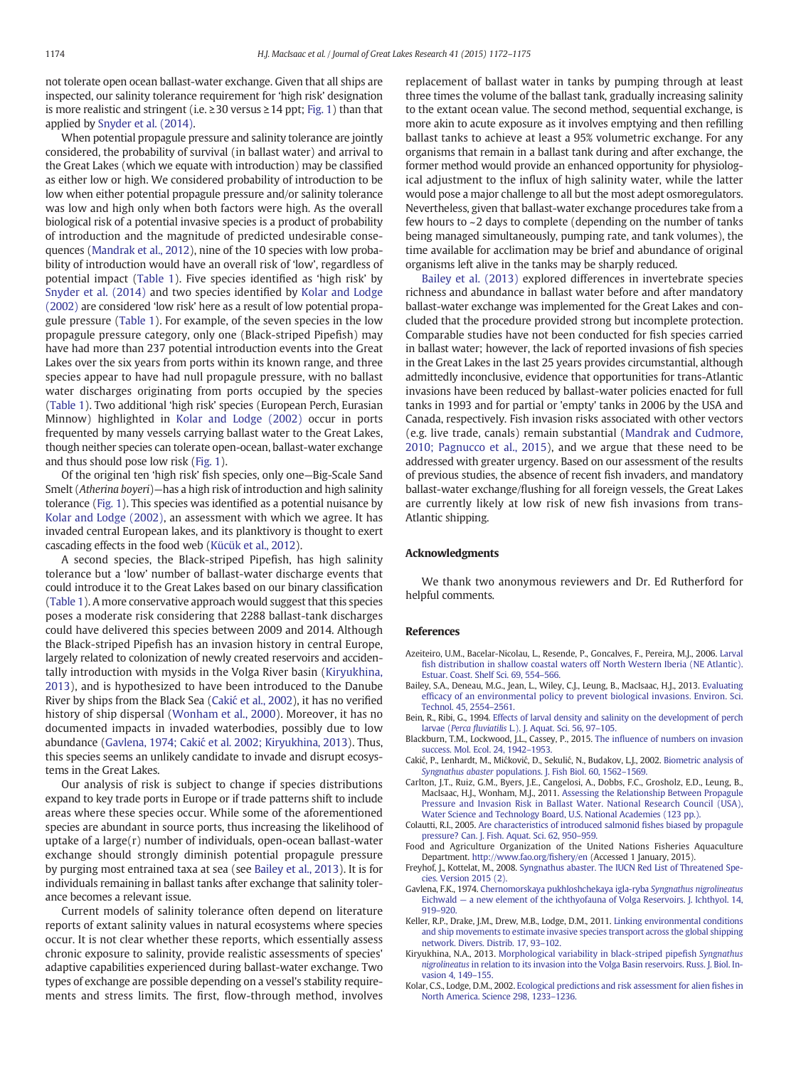not tolerate open ocean ballast-water exchange. Given that all ships are inspected, our salinity tolerance requirement for 'high risk' designation is more realistic and stringent (i.e. ≥30 versus ≥14 ppt; Fig. 1) than that applied by Snyder et al. (2014).

When potential propagule pressure and salinity tolerance are jointly considered, the probability of survival (in ballast water) and arrival to the Great Lakes (which we equate with introduction) may be classified as either low or high. We considered probability of introduction to be low when either potential propagule pressure and/or salinity tolerance was low and high only when both factors were high. As the overall biological risk of a potential invasive species is a product of probability of introduction and the magnitude of predicted undesirable consequences (Mandrak et al., 2012), nine of the 10 species with low probability of introduction would have an overall risk of 'low', regardless of potential impact (Table 1). Five species identified as 'high risk' by Snyder et al. (2014) and two species identified by Kolar and Lodge (2002) are considered 'low risk' here as a result of low potential propagule pressure (Table 1). For example, of the seven species in the low propagule pressure category, only one (Black-striped Pipefish) may have had more than 237 potential introduction events into the Great Lakes over the six years from ports within its known range, and three species appear to have had null propagule pressure, with no ballast water discharges originating from ports occupied by the species (Table 1). Two additional 'high risk' species (European Perch, Eurasian Minnow) highlighted in Kolar and Lodge (2002) occur in ports frequented by many vessels carrying ballast water to the Great Lakes, though neither species can tolerate open-ocean, ballast-water exchange and thus should pose low risk (Fig. 1).

Of the original ten 'high risk' fish species, only one—Big-Scale Sand Smelt (*Atherina boyeri*)—has a high risk of introduction and high salinity tolerance (Fig. 1). This species was identified as a potential nuisance by Kolar and Lodge (2002), an assessment with which we agree. It has invaded central European lakes, and its planktivory is thought to exert cascading effects in the food web (Kücük et al., 2012).

A second species, the Black-striped Pipefish, has high salinity tolerance but a 'low' number of ballast-water discharge events that could introduce it to the Great Lakes based on our binary classification (Table 1). A more conservative approach would suggest that this species poses a moderate risk considering that 2288 ballast-tank discharges could have delivered this species between 2009 and 2014. Although the Black-striped Pipefish has an invasion history in central Europe, largely related to colonization of newly created reservoirs and accidentally introduction with mysids in the Volga River basin (Kiryukhina, 2013), and is hypothesized to have been introduced to the Danube River by ships from the Black Sea (Cakić et al., 2002), it has no verified history of ship dispersal (Wonham et al., 2000). Moreover, it has no documented impacts in invaded waterbodies, possibly due to low abundance (Gavlena, 1974; Cakić et al. 2002; Kiryukhina, 2013). Thus, this species seems an unlikely candidate to invade and disrupt ecosystems in the Great Lakes.

Our analysis of risk is subject to change if species distributions expand to key trade ports in Europe or if trade patterns shift to include areas where these species occur. While some of the aforementioned species are abundant in source ports, thus increasing the likelihood of uptake of a large(r) number of individuals, open-ocean ballast-water exchange should strongly diminish potential propagule pressure by purging most entrained taxa at sea (see Bailey et al., 2013). It is for individuals remaining in ballast tanks after exchange that salinity tolerance becomes a relevant issue.

Current models of salinity tolerance often depend on literature reports of extant salinity values in natural ecosystems where species occur. It is not clear whether these reports, which essentially assess chronic exposure to salinity, provide realistic assessments of species' adaptive capabilities experienced during ballast-water exchange. Two types of exchange are possible depending on a vessel's stability requirements and stress limits. The first, flow-through method, involves replacement of ballast water in tanks by pumping through at least three times the volume of the ballast tank, gradually increasing salinity to the extant ocean value. The second method, sequential exchange, is more akin to acute exposure as it involves emptying and then refilling ballast tanks to achieve at least a 95% volumetric exchange. For any organisms that remain in a ballast tank during and after exchange, the former method would provide an enhanced opportunity for physiological adjustment to the influx of high salinity water, while the latter would pose a major challenge to all but the most adept osmoregulators. Nevertheless, given that ballast-water exchange procedures take from a few hours to ~2 days to complete (depending on the number of tanks being managed simultaneously, pumping rate, and tank volumes), the time available for acclimation may be brief and abundance of original organisms left alive in the tanks may be sharply reduced.

Bailey et al. (2013) explored differences in invertebrate species richness and abundance in ballast water before and after mandatory ballast-water exchange was implemented for the Great Lakes and concluded that the procedure provided strong but incomplete protection. Comparable studies have not been conducted for fish species carried in ballast water; however, the lack of reported invasions of fish species in the Great Lakes in the last 25 years provides circumstantial, although admittedly inconclusive, evidence that opportunities for trans-Atlantic invasions have been reduced by ballast-water policies enacted for full tanks in 1993 and for partial or 'empty' tanks in 2006 by the USA and Canada, respectively. Fish invasion risks associated with other vectors (e.g. live trade, canals) remain substantial (Mandrak and Cudmore, 2010; Pagnucco et al., 2015), and we argue that these need to be addressed with greater urgency. Based on our assessment of the results of previous studies, the absence of recent fish invaders, and mandatory ballast-water exchange/flushing for all foreign vessels, the Great Lakes are currently likely at low risk of new fish invasions from trans-Atlantic shipping.

## Acknowledgments

We thank two anonymous reviewers and Dr. Ed Rutherford for helpful comments.

## References

Azeiteiro, U.M., Bacelar-Nicolau, L., Resende, P., Goncalves, F., Pereira, M.J., 2006. Larval fish distribution in shallow coastal waters off North Western Iberia (NE Atlantic). Estuar. Coast. Shelf Sci. 69, 554–566.

Bailey, S.A., Deneau, M.G., Jean, L., Wiley, C.J., Leung, B., MacIsaac, H.J., 2013. Evaluating efficacy of an environmental policy to prevent biological invasions. Environ. Sci. Technol. 45, 2554–2561.

Bein, R., Ribi, G., 1994. Effects of larval density and salinity on the development of perch larvae (*Perca fluviatilis* L.). J. Aquat. Sci. 56, 97–105.

Blackburn, T.M., Lockwood, J.L., Cassey, P., 2015. The influence of numbers on invasion success. Mol. Ecol. 24, 1942–1953.

Cakić, P., Lenhardt, M., Mićković, D., Sekulić, N., Budakov, L.J., 2002. Biometric analysis of *Syngnathus abaster* populations. J. Fish Biol. 60, 1562–1569.

Carlton, J.T., Ruiz, G.M., Byers, J.E., Cangelosi, A., Dobbs, F.C., Grosholz, E.D., Leung, B., MacIsaac, H.J., Wonham, M.J., 2011. Assessing the Relationship Between Propagule Pressure and Invasion Risk in Ballast Water. National Research Council (USA), Water Science and Technology Board, U.S. National Academies (123 pp.).

Colautti, R.I., 2005. Are characteristics of introduced salmonid fishes biased by propagule pressure? Can. J. Fish. Aquat. Sci. 62, 950–959.

Food and Agriculture Organization of the United Nations Fisheries Aquaculture Department. http://www.fao.org/fishery/en (Accessed 1 January, 2015).

Freyhof, J., Kottelat, M., 2008. Syngnathus abaster. The IUCN Red List of Threatened Species. Version 2015 (2).

Gavlena, F.K., 1974. Chernomorskaya pukhloshchekaya igla-ryba *Syngnathus nigrolineatus* Eichwald — a new element of the ichthyofauna of Volga Reservoirs. J. Ichthyol. 14, 919–920.

Keller, R.P., Drake, J.M., Drew, M.B., Lodge, D.M., 2011. Linking environmental conditions and ship movements to estimate invasive species transport across the global shipping network. Divers. Distrib. 17, 93–102.

Kiryukhina, N.A., 2013. Morphological variability in black-striped pipefish *Syngnathus nigrolineatus* in relation to its invasion into the Volga Basin reservoirs. Russ. J. Biol. Invasion 4, 149–155.

Kolar, C.S., Lodge, D.M., 2002. Ecological predictions and risk assessment for alien fishes in North America. Science 298, 1233–1236.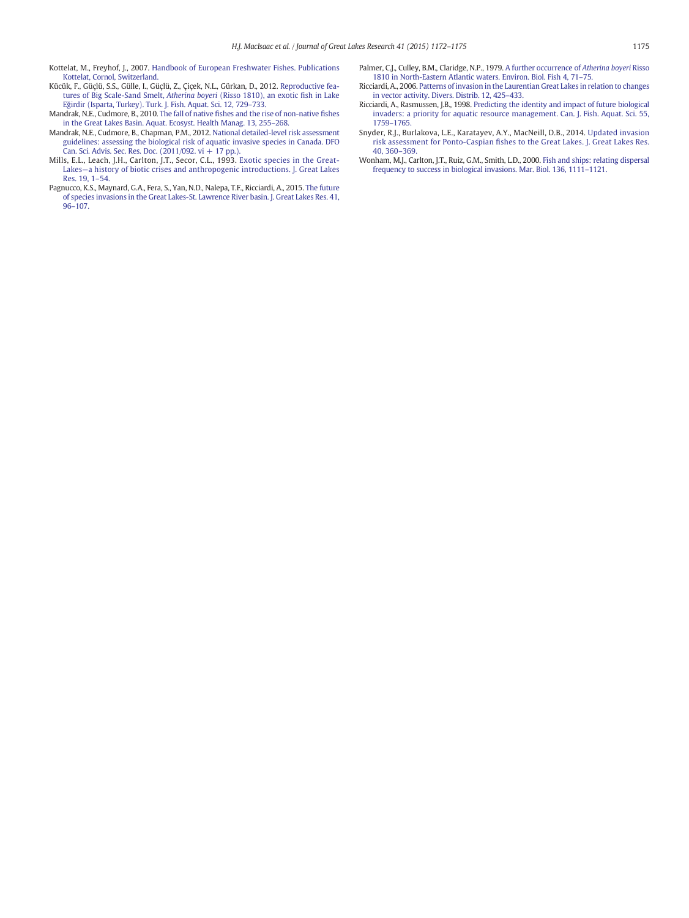Kottelat, M., Freyhof, J., 2007. Handbook of European Freshwater Fishes. Publications Kottelat, Cornol, Switzerland.

Kücük, F., Güçlü, S.S., Gülle, I., Güçlü, Z., Çiçek, N.L., Gürkan, D., 2012. Reproductive features of Big Scale-Sand Smelt, *Atherina boyeri* (Risso 1810), an exotic fish in Lake Eğirdir (Isparta, Turkey). Turk. J. Fish. Aquat. Sci. 12, 729–733.

Mandrak, N.E., Cudmore, B., 2010. The fall of native fishes and the rise of non-native fishes in the Great Lakes Basin. Aquat. Ecosyst. Health Manag. 13, 255–268.

Mandrak, N.E., Cudmore, B., Chapman, P.M., 2012. National detailed-level risk assessment guidelines: assessing the biological risk of aquatic invasive species in Canada. DFO Can. Sci. Advis. Sec. Res. Doc. (2011/092. vi + 17 pp.).

Mills, E.L., Leach, J.H., Carlton, J.T., Secor, C.L., 1993. Exotic species in the Great-Lakes—a history of biotic crises and anthropogenic introductions. J. Great Lakes Res. 19, 1–54.

Pagnucco, K.S., Maynard, G.A., Fera, S., Yan, N.D., Nalepa, T.F., Ricciardi, A., 2015. The future of species invasions in the Great Lakes-St. Lawrence River basin. J. Great Lakes Res. 41, 96–107.

Palmer, C.J., Culley, B.M., Claridge, N.P., 1979. A further occurrence of *Atherina boyeri* Risso 1810 in North-Eastern Atlantic waters. Environ. Biol. Fish 4, 71–75.

Ricciardi, A., 2006. Patterns of invasion in the Laurentian Great Lakes in relation to changes in vector activity. Divers. Distrib. 12, 425–433.

Ricciardi, A., Rasmussen, J.B., 1998. Predicting the identity and impact of future biological invaders: a priority for aquatic resource management. Can. J. Fish. Aquat. Sci. 55, 1759–1765.

Snyder, R.J., Burlakova, L.E., Karatayev, A.Y., MacNeill, D.B., 2014. Updated invasion risk assessment for Ponto-Caspian fishes to the Great Lakes. J. Great Lakes Res. 40, 360–369.

Wonham, M.J., Carlton, J.T., Ruiz, G.M., Smith, L.D., 2000. Fish and ships: relating dispersal frequency to success in biological invasions. Mar. Biol. 136, 1111–1121.